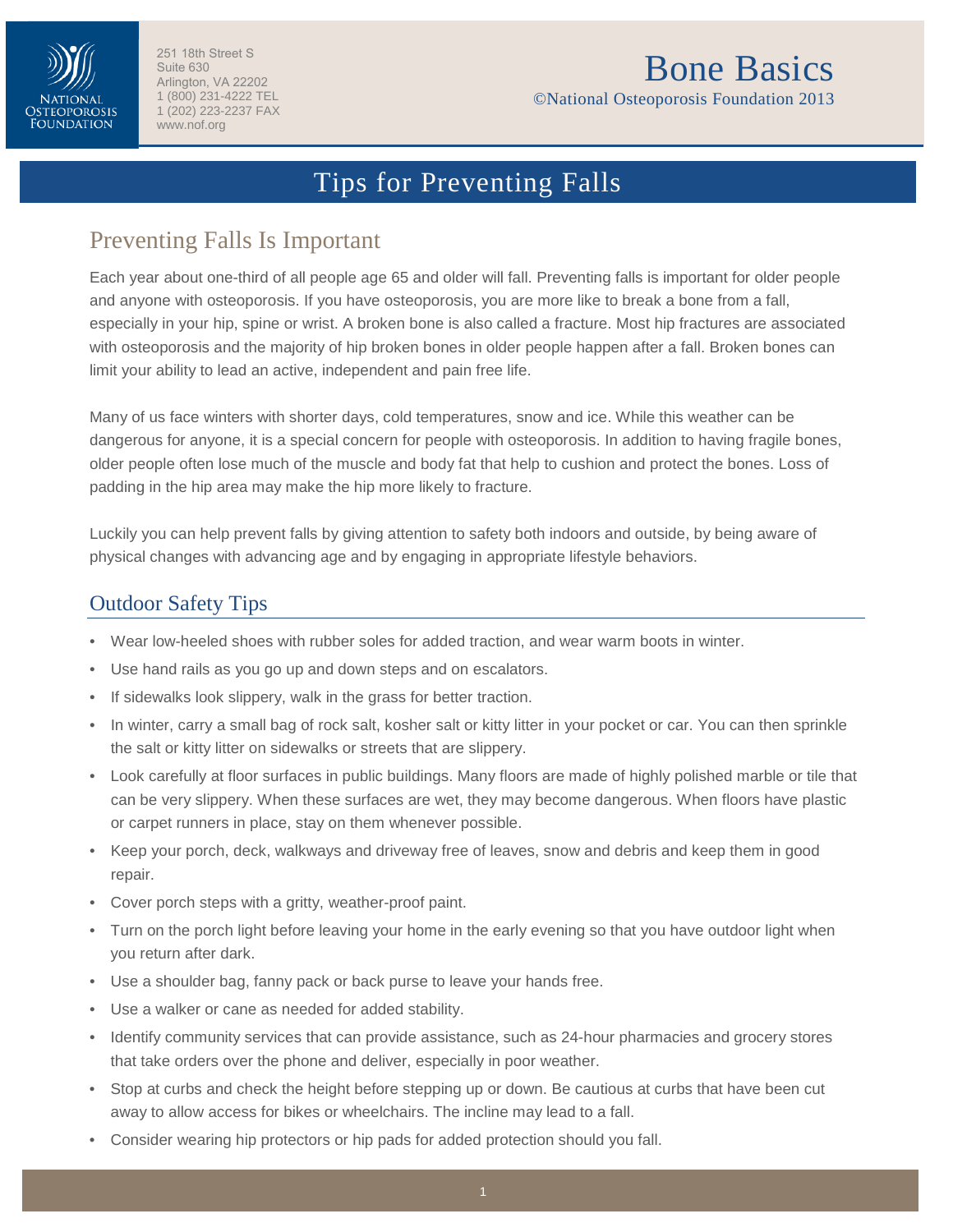NATIONAL OSTEOPOROSIS FOUNDATION

251 18th Street S
Suite 630
Arlington, VA 22202
1 (800) 231-4222 TEL
1 (202) 223-2237 FAX
www.nof.org

Bone Basics
©National Osteoporosis Foundation 2013

# Tips for Preventing Falls

## Preventing Falls Is Important

Each year about one-third of all people age 65 and older will fall. Preventing falls is important for older people and anyone with osteoporosis. If you have osteoporosis, you are more like to break a bone from a fall, especially in your hip, spine or wrist. A broken bone is also called a fracture. Most hip fractures are associated with osteoporosis and the majority of hip broken bones in older people happen after a fall. Broken bones can limit your ability to lead an active, independent and pain free life.

Many of us face winters with shorter days, cold temperatures, snow and ice. While this weather can be dangerous for anyone, it is a special concern for people with osteoporosis. In addition to having fragile bones, older people often lose much of the muscle and body fat that help to cushion and protect the bones. Loss of padding in the hip area may make the hip more likely to fracture.

Luckily you can help prevent falls by giving attention to safety both indoors and outside, by being aware of physical changes with advancing age and by engaging in appropriate lifestyle behaviors.

## Outdoor Safety Tips

- Wear low-heeled shoes with rubber soles for added traction, and wear warm boots in winter.
- Use hand rails as you go up and down steps and on escalators.
- If sidewalks look slippery, walk in the grass for better traction.
- In winter, carry a small bag of rock salt, kosher salt or kitty litter in your pocket or car. You can then sprinkle the salt or kitty litter on sidewalks or streets that are slippery.
- Look carefully at floor surfaces in public buildings. Many floors are made of highly polished marble or tile that can be very slippery. When these surfaces are wet, they may become dangerous. When floors have plastic or carpet runners in place, stay on them whenever possible.
- Keep your porch, deck, walkways and driveway free of leaves, snow and debris and keep them in good repair.
- Cover porch steps with a gritty, weather-proof paint.
- Turn on the porch light before leaving your home in the early evening so that you have outdoor light when you return after dark.
- Use a shoulder bag, fanny pack or back purse to leave your hands free.
- Use a walker or cane as needed for added stability.
- Identify community services that can provide assistance, such as 24-hour pharmacies and grocery stores that take orders over the phone and deliver, especially in poor weather.
- Stop at curbs and check the height before stepping up or down. Be cautious at curbs that have been cut away to allow access for bikes or wheelchairs. The incline may lead to a fall.
- Consider wearing hip protectors or hip pads for added protection should you fall.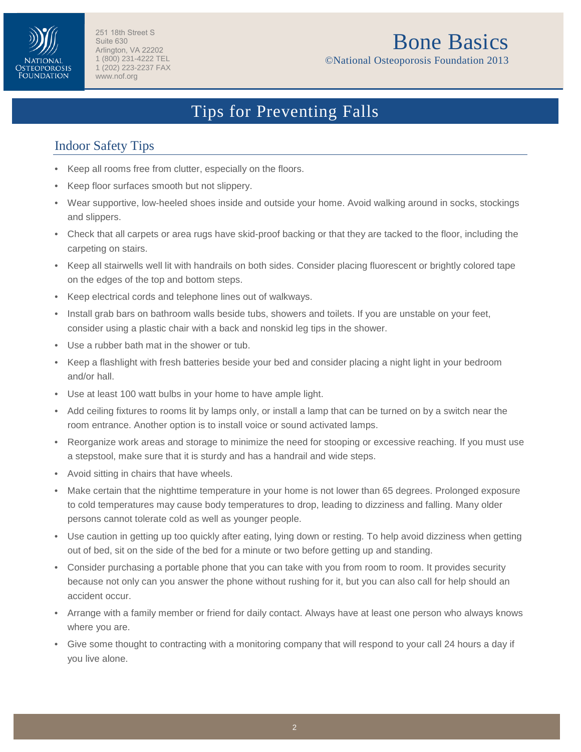# Tips for Preventing Falls

## Indoor Safety Tips

- Keep all rooms free from clutter, especially on the floors.
- Keep floor surfaces smooth but not slippery.
- Wear supportive, low-heeled shoes inside and outside your home. Avoid walking around in socks, stockings and slippers.
- Check that all carpets or area rugs have skid-proof backing or that they are tacked to the floor, including the carpeting on stairs.
- Keep all stairwells well lit with handrails on both sides. Consider placing fluorescent or brightly colored tape on the edges of the top and bottom steps.
- Keep electrical cords and telephone lines out of walkways.
- Install grab bars on bathroom walls beside tubs, showers and toilets. If you are unstable on your feet, consider using a plastic chair with a back and nonskid leg tips in the shower.
- Use a rubber bath mat in the shower or tub.
- Keep a flashlight with fresh batteries beside your bed and consider placing a night light in your bedroom and/or hall.
- Use at least 100 watt bulbs in your home to have ample light.
- Add ceiling fixtures to rooms lit by lamps only, or install a lamp that can be turned on by a switch near the room entrance. Another option is to install voice or sound activated lamps.
- Reorganize work areas and storage to minimize the need for stooping or excessive reaching. If you must use a stepstool, make sure that it is sturdy and has a handrail and wide steps.
- Avoid sitting in chairs that have wheels.
- Make certain that the nighttime temperature in your home is not lower than 65 degrees. Prolonged exposure to cold temperatures may cause body temperatures to drop, leading to dizziness and falling. Many older persons cannot tolerate cold as well as younger people.
- Use caution in getting up too quickly after eating, lying down or resting. To help avoid dizziness when getting out of bed, sit on the side of the bed for a minute or two before getting up and standing.
- Consider purchasing a portable phone that you can take with you from room to room. It provides security because not only can you answer the phone without rushing for it, but you can also call for help should an accident occur.
- Arrange with a family member or friend for daily contact. Always have at least one person who always knows where you are.
- Give some thought to contracting with a monitoring company that will respond to your call 24 hours a day if you live alone.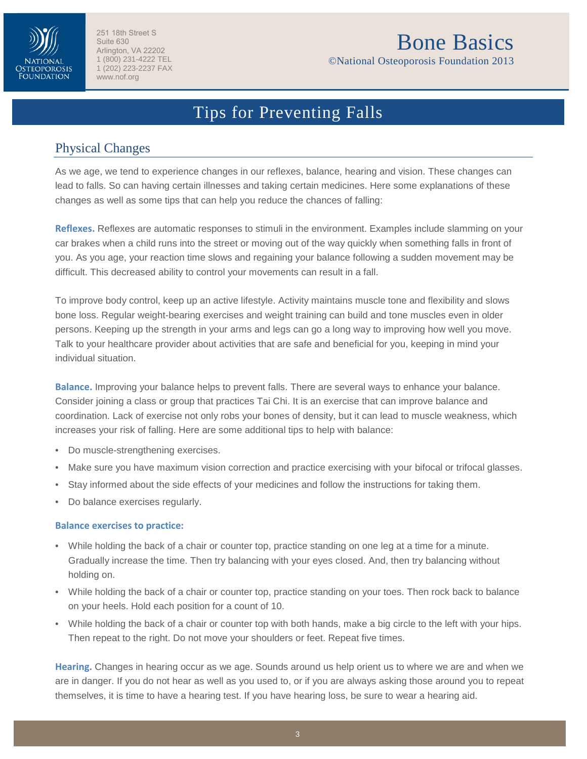# Tips for Preventing Falls

## Physical Changes

As we age, we tend to experience changes in our reflexes, balance, hearing and vision. These changes can lead to falls. So can having certain illnesses and taking certain medicines. Here some explanations of these changes as well as some tips that can help you reduce the chances of falling:

**Reflexes.** Reflexes are automatic responses to stimuli in the environment. Examples include slamming on your car brakes when a child runs into the street or moving out of the way quickly when something falls in front of you. As you age, your reaction time slows and regaining your balance following a sudden movement may be difficult. This decreased ability to control your movements can result in a fall.

To improve body control, keep up an active lifestyle. Activity maintains muscle tone and flexibility and slows bone loss. Regular weight-bearing exercises and weight training can build and tone muscles even in older persons. Keeping up the strength in your arms and legs can go a long way to improving how well you move. Talk to your healthcare provider about activities that are safe and beneficial for you, keeping in mind your individual situation.

**Balance.** Improving your balance helps to prevent falls. There are several ways to enhance your balance. Consider joining a class or group that practices Tai Chi. It is an exercise that can improve balance and coordination. Lack of exercise not only robs your bones of density, but it can lead to muscle weakness, which increases your risk of falling. Here are some additional tips to help with balance:

- Do muscle-strengthening exercises.
- Make sure you have maximum vision correction and practice exercising with your bifocal or trifocal glasses.
- Stay informed about the side effects of your medicines and follow the instructions for taking them.
- Do balance exercises regularly.

**Balance exercises to practice:**

- While holding the back of a chair or counter top, practice standing on one leg at a time for a minute. Gradually increase the time. Then try balancing with your eyes closed. And, then try balancing without holding on.
- While holding the back of a chair or counter top, practice standing on your toes. Then rock back to balance on your heels. Hold each position for a count of 10.
- While holding the back of a chair or counter top with both hands, make a big circle to the left with your hips. Then repeat to the right. Do not move your shoulders or feet. Repeat five times.

**Hearing.** Changes in hearing occur as we age. Sounds around us help orient us to where we are and when we are in danger. If you do not hear as well as you used to, or if you are always asking those around you to repeat themselves, it is time to have a hearing test. If you have hearing loss, be sure to wear a hearing aid.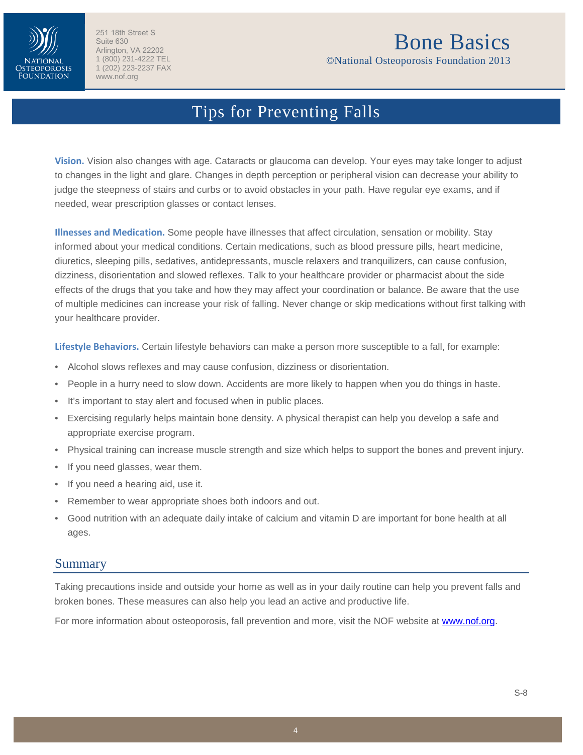# Tips for Preventing Falls

**Vision.** Vision also changes with age. Cataracts or glaucoma can develop. Your eyes may take longer to adjust to changes in the light and glare. Changes in depth perception or peripheral vision can decrease your ability to judge the steepness of stairs and curbs or to avoid obstacles in your path. Have regular eye exams, and if needed, wear prescription glasses or contact lenses.

**Illnesses and Medication.** Some people have illnesses that affect circulation, sensation or mobility. Stay informed about your medical conditions. Certain medications, such as blood pressure pills, heart medicine, diuretics, sleeping pills, sedatives, antidepressants, muscle relaxers and tranquilizers, can cause confusion, dizziness, disorientation and slowed reflexes. Talk to your healthcare provider or pharmacist about the side effects of the drugs that you take and how they may affect your coordination or balance. Be aware that the use of multiple medicines can increase your risk of falling. Never change or skip medications without first talking with your healthcare provider.

**Lifestyle Behaviors.** Certain lifestyle behaviors can make a person more susceptible to a fall, for example:

- Alcohol slows reflexes and may cause confusion, dizziness or disorientation.
- People in a hurry need to slow down. Accidents are more likely to happen when you do things in haste.
- It's important to stay alert and focused when in public places.
- Exercising regularly helps maintain bone density. A physical therapist can help you develop a safe and appropriate exercise program.
- Physical training can increase muscle strength and size which helps to support the bones and prevent injury.
- If you need glasses, wear them.
- If you need a hearing aid, use it.
- Remember to wear appropriate shoes both indoors and out.
- Good nutrition with an adequate daily intake of calcium and vitamin D are important for bone health at all ages.

## Summary

Taking precautions inside and outside your home as well as in your daily routine can help you prevent falls and broken bones. These measures can also help you lead an active and productive life.

For more information about osteoporosis, fall prevention and more, visit the NOF website at [www.nof.org](http://www.nof.org).

S-8